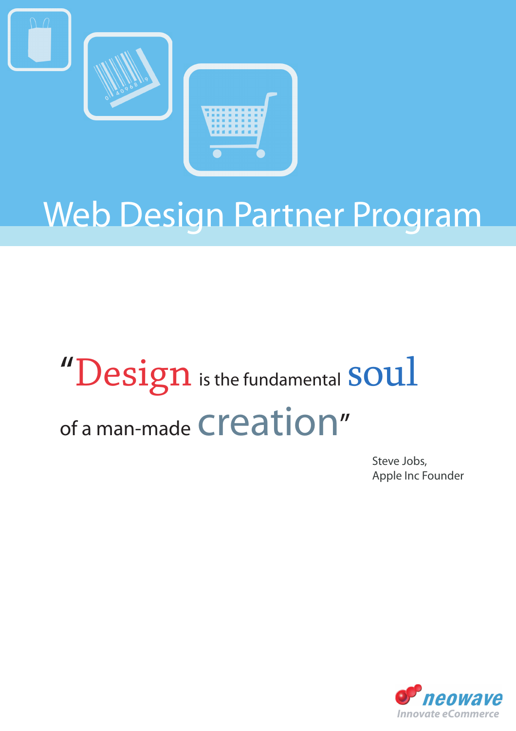# Web Design Partner Program

"Design is the fundamental soul of a man-made creation"

Steve Jobs,
Apple Inc Founder

neowave
Innovate eCommerce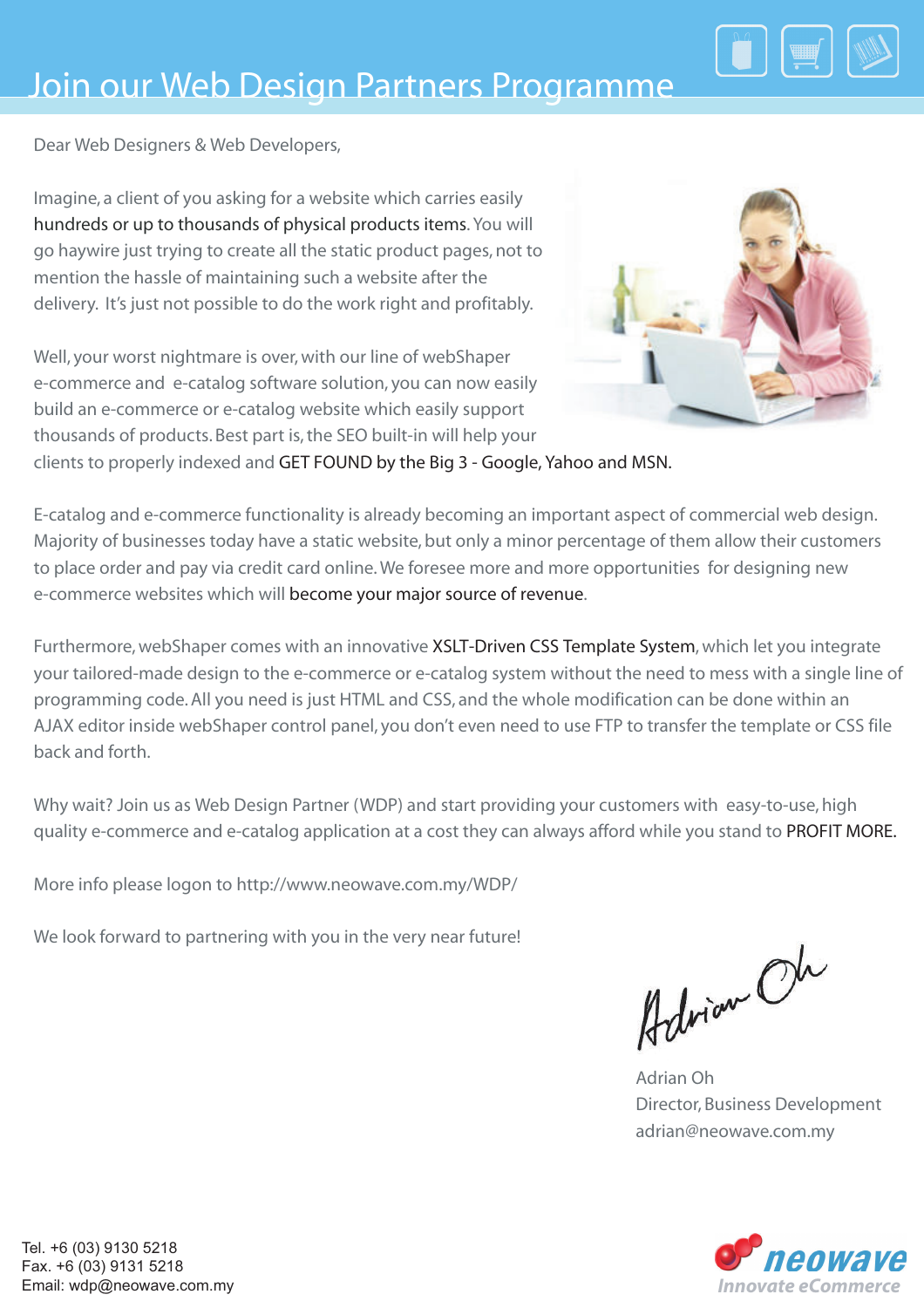# Join our Web Design Partners Programme

Dear Web Designers & Web Developers,

Imagine, a client of you asking for a website which carries easily hundreds or up to thousands of physical products items. You will go haywire just trying to create all the static product pages, not to mention the hassle of maintaining such a website after the delivery. It's just not possible to do the work right and profitably.

Well, your worst nightmare is over, with our line of webShaper e-commerce and e-catalog software solution, you can now easily build an e-commerce or e-catalog website which easily support thousands of products. Best part is, the SEO built-in will help your clients to properly indexed and GET FOUND by the Big 3 - Google, Yahoo and MSN.

E-catalog and e-commerce functionality is already becoming an important aspect of commercial web design. Majority of businesses today have a static website, but only a minor percentage of them allow their customers to place order and pay via credit card online. We foresee more and more opportunities for designing new e-commerce websites which will become your major source of revenue.

Furthermore, webShaper comes with an innovative XSLT-Driven CSS Template System, which let you integrate your tailored-made design to the e-commerce or e-catalog system without the need to mess with a single line of programming code. All you need is just HTML and CSS, and the whole modification can be done within an AJAX editor inside webShaper control panel, you don't even need to use FTP to transfer the template or CSS file back and forth.

Why wait? Join us as Web Design Partner (WDP) and start providing your customers with easy-to-use, high quality e-commerce and e-catalog application at a cost they can always afford while you stand to PROFIT MORE.

More info please logon to http://www.neowave.com.my/WDP/

We look forward to partnering with you in the very near future!

Adrian Oh
Director, Business Development
adrian@neowave.com.my

Tel. +6 (03) 9130 5218
Fax. +6 (03) 9131 5218
Email: wdp@neowave.com.my

neowave
Innovate eCommerce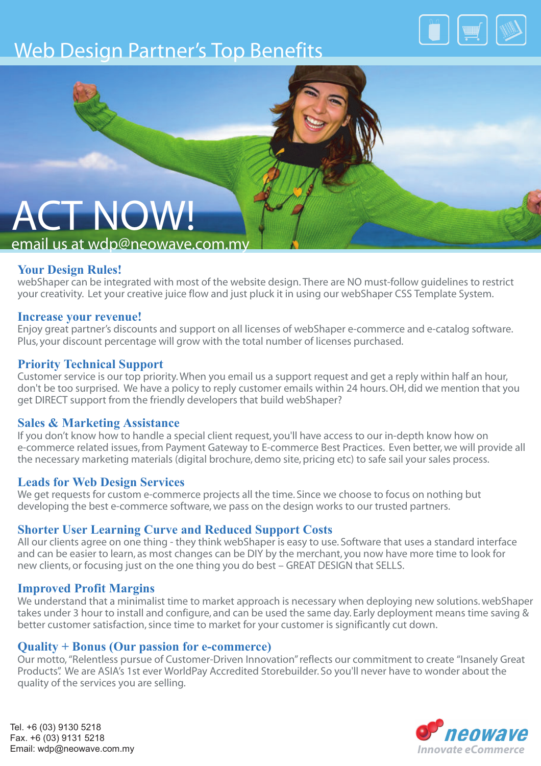# Web Design Partner's Top Benefits

## ACT NOW!

email us at wdp@neowave.com.my

### Your Design Rules!

webShaper can be integrated with most of the website design. There are NO must-follow guidelines to restrict your creativity. Let your creative juice flow and just pluck it in using our webShaper CSS Template System.

### Increase your revenue!

Enjoy great partner's discounts and support on all licenses of webShaper e-commerce and e-catalog software. Plus, your discount percentage will grow with the total number of licenses purchased.

### Priority Technical Support

Customer service is our top priority. When you email us a support request and get a reply within half an hour, don't be too surprised. We have a policy to reply customer emails within 24 hours. OH, did we mention that you get DIRECT support from the friendly developers that build webShaper?

### Sales & Marketing Assistance

If you don't know how to handle a special client request, you'll have access to our in-depth know how on e-commerce related issues, from Payment Gateway to E-commerce Best Practices. Even better, we will provide all the necessary marketing materials (digital brochure, demo site, pricing etc) to safe sail your sales process.

### Leads for Web Design Services

We get requests for custom e-commerce projects all the time. Since we choose to focus on nothing but developing the best e-commerce software, we pass on the design works to our trusted partners.

### Shorter User Learning Curve and Reduced Support Costs

All our clients agree on one thing - they think webShaper is easy to use. Software that uses a standard interface and can be easier to learn, as most changes can be DIY by the merchant, you now have more time to look for new clients, or focusing just on the one thing you do best – GREAT DESIGN that SELLS.

### Improved Profit Margins

We understand that a minimalist time to market approach is necessary when deploying new solutions. webShaper takes under 3 hour to install and configure, and can be used the same day. Early deployment means time saving & better customer satisfaction, since time to market for your customer is significantly cut down.

### Quality + Bonus (Our passion for e-commerce)

Our motto, "Relentless pursue of Customer-Driven Innovation" reflects our commitment to create "Insanely Great Products". We are ASIA's 1st ever WorldPay Accredited Storebuilder. So you'll never have to wonder about the quality of the services you are selling.

Tel. +6 (03) 9130 5218
Fax. +6 (03) 9131 5218
Email: wdp@neowave.com.my

neowave
Innovate eCommerce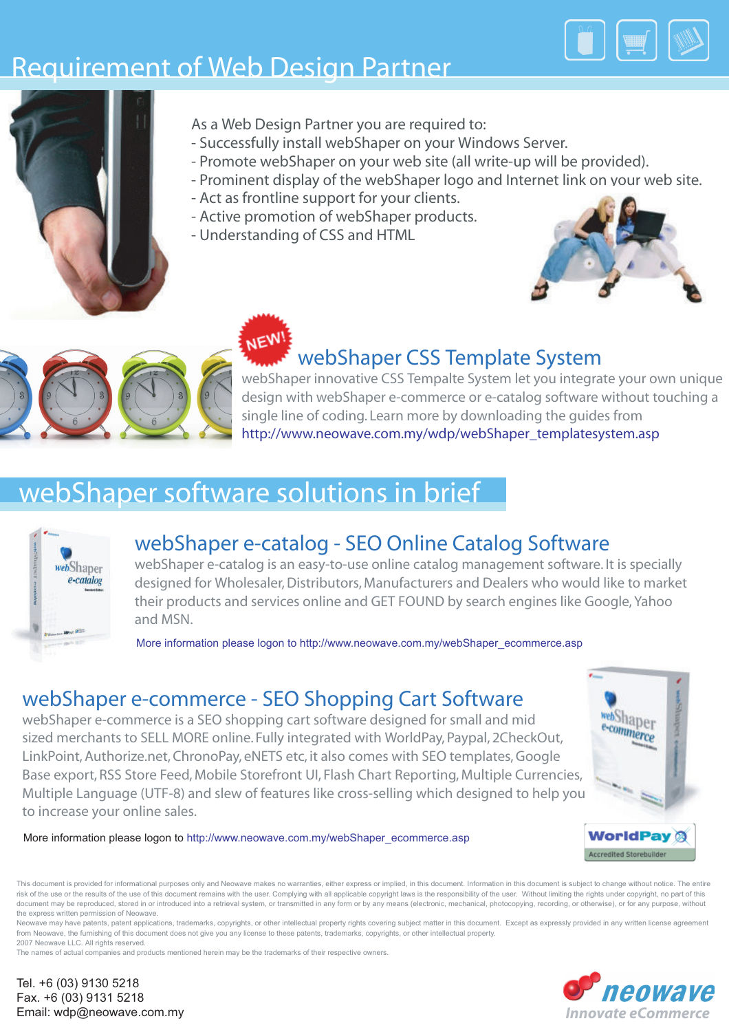# Requirement of Web Design Partner

As a Web Design Partner you are required to:

- Successfully install webShaper on your Windows Server.
- Promote webShaper on your web site (all write-up will be provided).
- Prominent display of the webShaper logo and Internet link on your web site.
- Act as frontline support for your clients.
- Active promotion of webShaper products.
- Understanding of CSS and HTML

NEW!

## webShaper CSS Template System

webShaper innovative CSS Tempalte System let you integrate your own unique design with webShaper e-commerce or e-catalog software without touching a single line of coding. Learn more by downloading the guides from http://www.neowave.com.my/wdp/webShaper_templatesystem.asp

# webShaper software solutions in brief

## webShaper e-catalog - SEO Online Catalog Software

webShaper e-catalog is an easy-to-use online catalog management software. It is specially designed for Wholesaler, Distributors, Manufacturers and Dealers who would like to market their products and services online and GET FOUND by search engines like Google, Yahoo and MSN.

More information please logon to http://www.neowave.com.my/webShaper_ecommerce.asp

## webShaper e-commerce - SEO Shopping Cart Software

webShaper e-commerce is a SEO shopping cart software designed for small and mid sized merchants to SELL MORE online. Fully integrated with WorldPay, Paypal, 2CheckOut, LinkPoint, Authorize.net, ChronoPay, eNETS etc, it also comes with SEO templates, Google Base export, RSS Store Feed, Mobile Storefront UI, Flash Chart Reporting, Multiple Currencies, Multiple Language (UTF-8) and slew of features like cross-selling which designed to help you to increase your online sales.

More information please logon to http://www.neowave.com.my/webShaper_ecommerce.asp

WorldPay Accredited Storebuilder

This document is provided for informational purposes only and Neowave makes no warranties, either express or implied, in this document. Information in this document is subject to change without notice. The entire risk of the use or the results of the use of this document remains with the user. Complying with all applicable copyright laws is the responsibility of the user. Without limiting the rights under copyright, no part of this document may be reproduced, stored in or introduced into a retrieval system, or transmitted in any form or by any means (electronic, mechanical, photocopying, recording, or otherwise), or for any purpose, without the express written permission of Neowave.
Neowave may have patents, patent applications, trademarks, copyrights, or other intellectual property rights covering subject matter in this document. Except as expressly provided in any written license agreement from Neowave, the furnishing of this document does not give you any license to these patents, trademarks, copyrights, or other intellectual property.
2007 Neowave LLC. All rights reserved.
The names of actual companies and products mentioned herein may be the trademarks of their respective owners.

Tel. +6 (03) 9130 5218
Fax. +6 (03) 9131 5218
Email: wdp@neowave.com.my

neowave
Innovate eCommerce